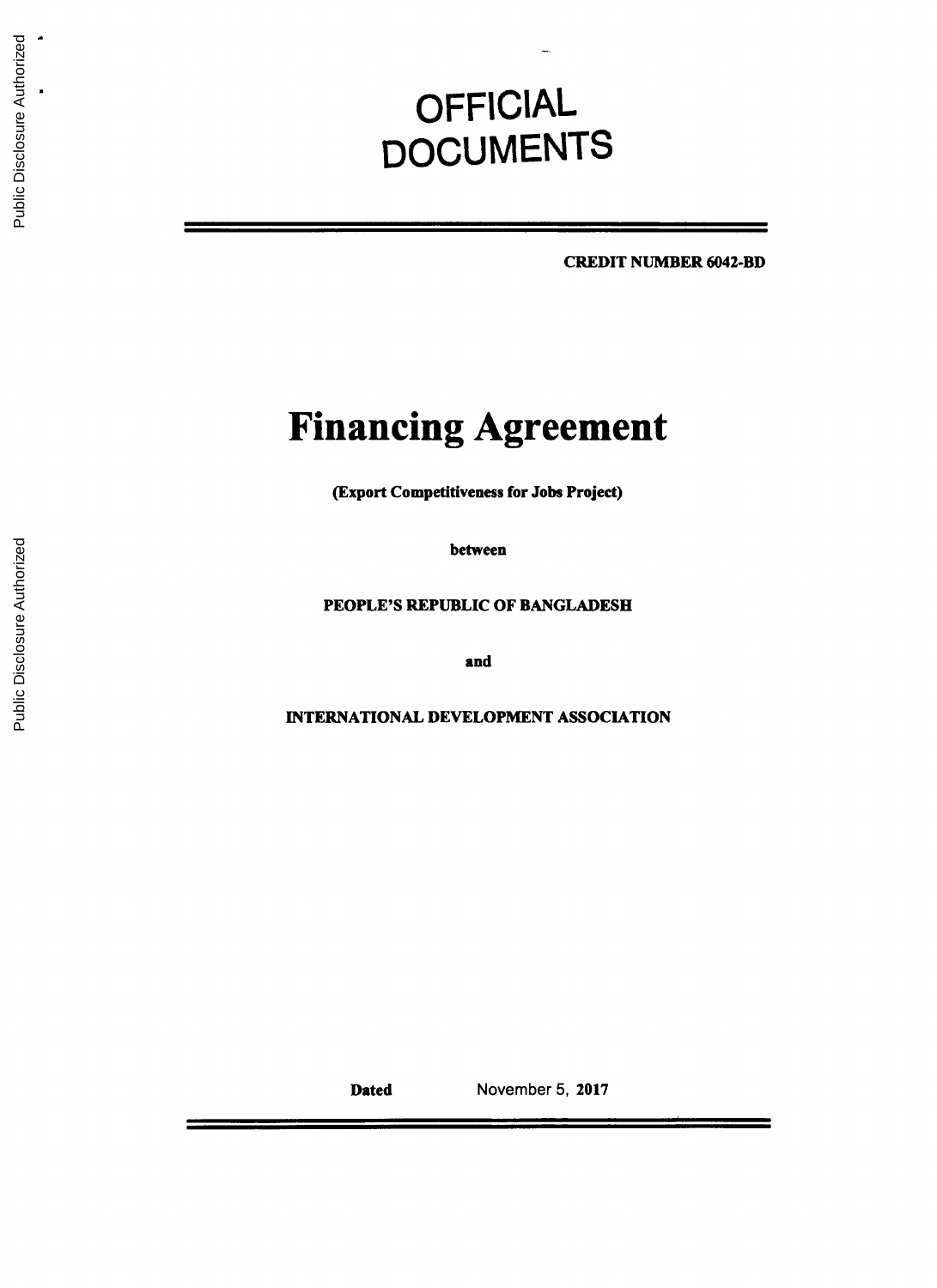# OFFICIAL DOCUMENTS

**CREDIT NUMBER 6042-BD**

# Financing Agreement

**(Export Competitiveness for Jobs Project)**

**between**

**PEOPLE'S REPUBLIC OF BANGLADESH**

**and**

**INTERNATIONAL DEVELOPMENT ASSOCIATION**

**Dated** November 5, **2017**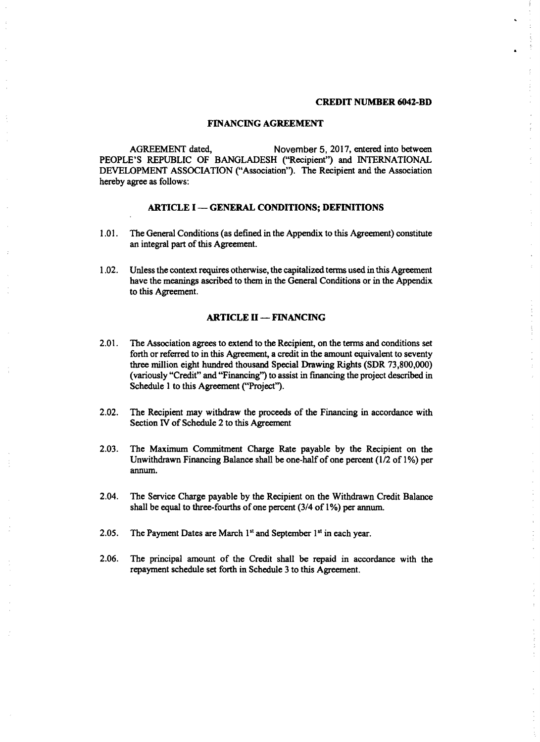**CREDIT NUMBER 6042-BD**

# FINANCING AGREEMENT

AGREEMENT dated, November 5, 2017, entered into between PEOPLE'S REPUBLIC OF BANGLADESH ("Recipient") and INTERNATIONAL DEVELOPMENT ASSOCIATION ("Association"). The Recipient and the Association hereby agree as follows:

## ARTICLE I — GENERAL CONDITIONS; DEFINITIONS

1.01. The General Conditions (as defined in the Appendix to this Agreement) constitute an integral part of this Agreement.

1.02. Unless the context requires otherwise, the capitalized terms used in this Agreement have the meanings ascribed to them in the General Conditions or in the Appendix to this Agreement.

## ARTICLE II — FINANCING

2.01. The Association agrees to extend to the Recipient, on the terms and conditions set forth or referred to in this Agreement, a credit in the amount equivalent to seventy three million eight hundred thousand Special Drawing Rights (SDR 73,800,000) (variously "Credit" and "Financing") to assist in financing the project described in Schedule 1 to this Agreement ("Project").

2.02. The Recipient may withdraw the proceeds of the Financing in accordance with Section IV of Schedule 2 to this Agreement

2.03. The Maximum Commitment Charge Rate payable by the Recipient on the Unwithdrawn Financing Balance shall be one-half of one percent (1/2 of 1%) per annum.

2.04. The Service Charge payable by the Recipient on the Withdrawn Credit Balance shall be equal to three-fourths of one percent (3/4 of 1%) per annum.

2.05. The Payment Dates are March 1st and September 1st in each year.

2.06. The principal amount of the Credit shall be repaid in accordance with the repayment schedule set forth in Schedule 3 to this Agreement.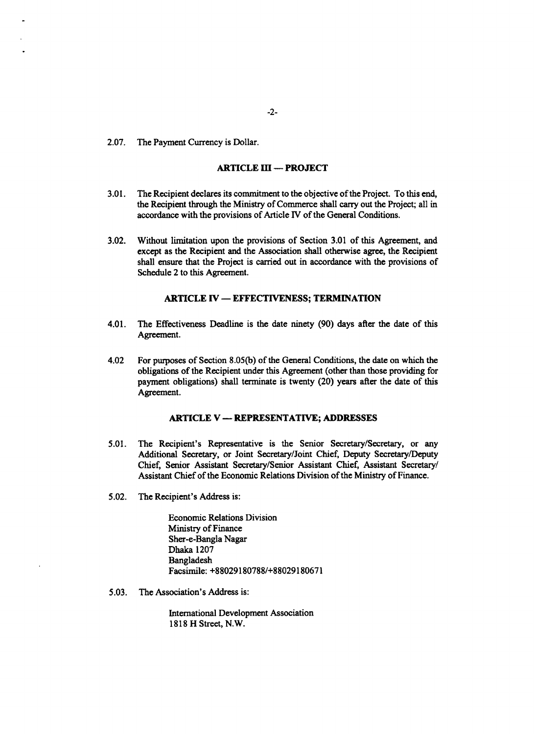2.07. The Payment Currency is Dollar.

## ARTICLE III — PROJECT

3.01. The Recipient declares its commitment to the objective of the Project. To this end, the Recipient through the Ministry of Commerce shall carry out the Project; all in accordance with the provisions of Article IV of the General Conditions.

3.02. Without limitation upon the provisions of Section 3.01 of this Agreement, and except as the Recipient and the Association shall otherwise agree, the Recipient shall ensure that the Project is carried out in accordance with the provisions of Schedule 2 to this Agreement.

## ARTICLE IV — EFFECTIVENESS; TERMINATION

4.01. The Effectiveness Deadline is the date ninety (90) days after the date of this Agreement.

4.02 For purposes of Section 8.05(b) of the General Conditions, the date on which the obligations of the Recipient under this Agreement (other than those providing for payment obligations) shall terminate is twenty (20) years after the date of this Agreement.

## ARTICLE V — REPRESENTATIVE; ADDRESSES

5.01. The Recipient's Representative is the Senior Secretary/Secretary, or any Additional Secretary, or Joint Secretary/Joint Chief, Deputy Secretary/Deputy Chief, Senior Assistant Secretary/Senior Assistant Chief, Assistant Secretary/ Assistant Chief of the Economic Relations Division of the Ministry of Finance.

5.02. The Recipient's Address is:

Economic Relations Division
Ministry of Finance
Sher-e-Bangla Nagar
Dhaka 1207
Bangladesh
Facsimile: +88029180788/+88029180671

5.03. The Association's Address is:

International Development Association
1818 H Street, N.W.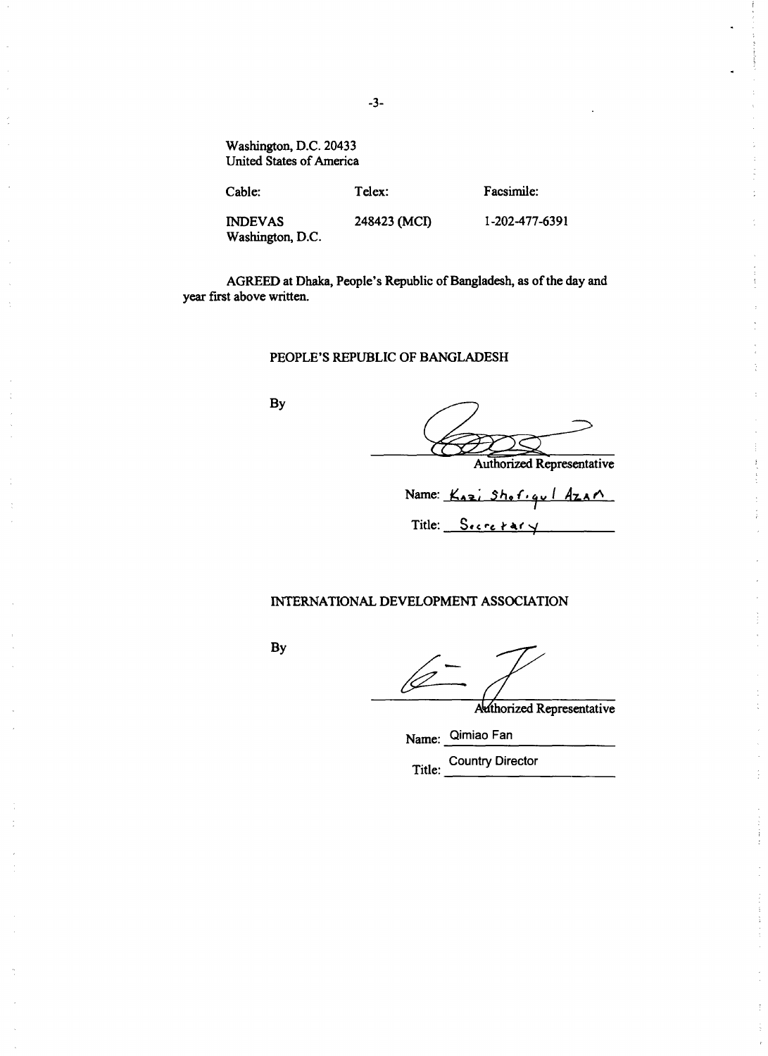Washington, D.C. 20433
United States of America

| Cable: | Telex: | Facsimile: |
| --- | --- | --- |
| INDEVAS Washington, D.C. | 248423 (MCI) | 1-202-477-6391 |

AGREED at Dhaka, People's Republic of Bangladesh, as of the day and year first above written.

PEOPLE'S REPUBLIC OF BANGLADESH

By

Authorized Representative

Name: Kazi Shofiqul Azam

Title: Secretary

INTERNATIONAL DEVELOPMENT ASSOCIATION

By

Authorized Representative

Name: Qimiao Fan

Title: Country Director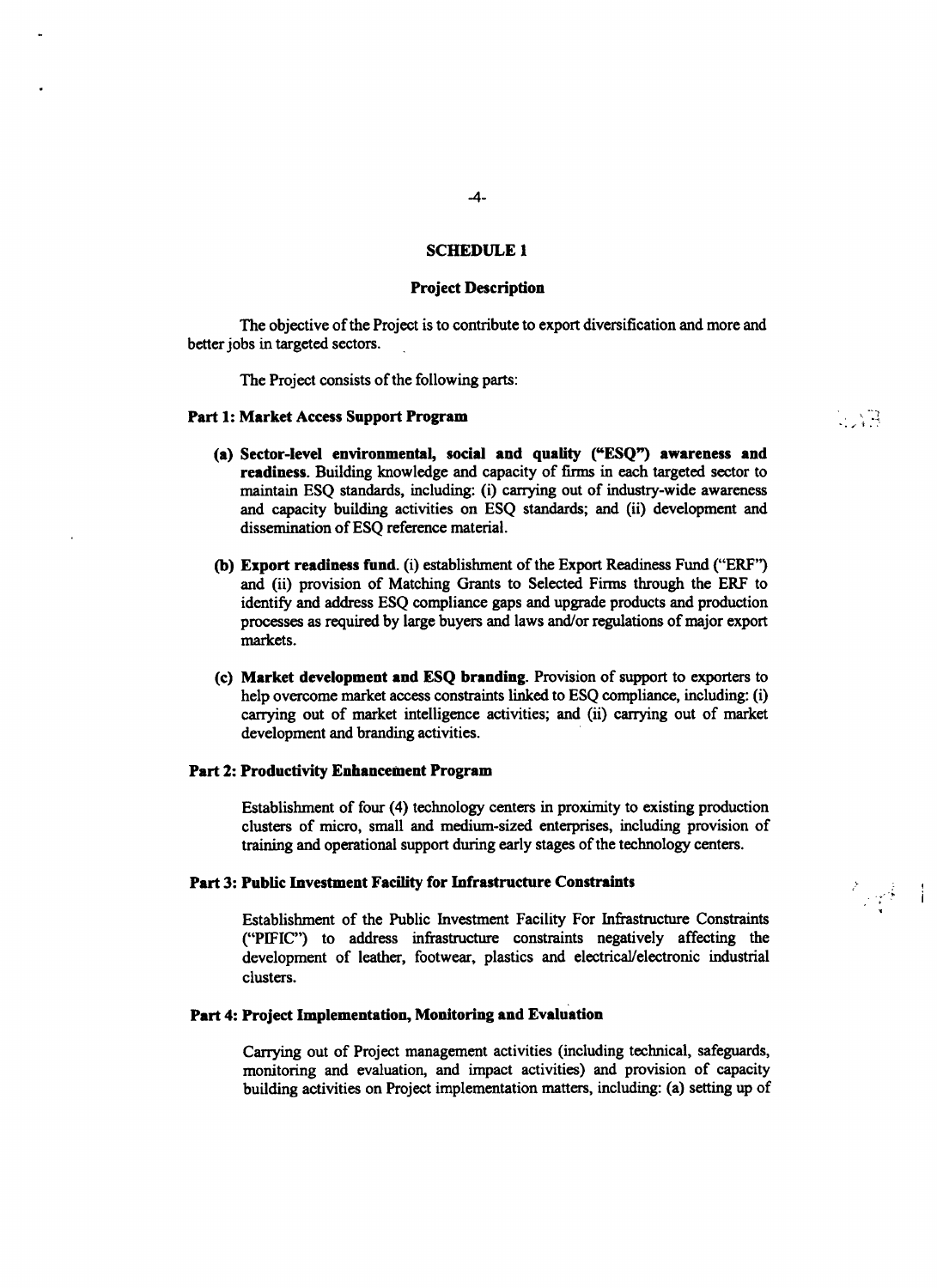## SCHEDULE 1

### Project Description

The objective of the Project is to contribute to export diversification and more and better jobs in targeted sectors.

The Project consists of the following parts:

**Part 1: Market Access Support Program**

**(a) Sector-level environmental, social and quality ("ESQ") awareness and readiness.** Building knowledge and capacity of firms in each targeted sector to maintain ESQ standards, including: (i) carrying out of industry-wide awareness and capacity building activities on ESQ standards; and (ii) development and dissemination of ESQ reference material.

**(b) Export readiness fund.** (i) establishment of the Export Readiness Fund ("ERF") and (ii) provision of Matching Grants to Selected Firms through the ERF to identify and address ESQ compliance gaps and upgrade products and production processes as required by large buyers and laws and/or regulations of major export markets.

**(c) Market development and ESQ branding.** Provision of support to exporters to help overcome market access constraints linked to ESQ compliance, including: (i) carrying out of market intelligence activities; and (ii) carrying out of market development and branding activities.

**Part 2: Productivity Enhancement Program**

Establishment of four (4) technology centers in proximity to existing production clusters of micro, small and medium-sized enterprises, including provision of training and operational support during early stages of the technology centers.

**Part 3: Public Investment Facility for Infrastructure Constraints**

Establishment of the Public Investment Facility For Infrastructure Constraints ("PIFIC") to address infrastructure constraints negatively affecting the development of leather, footwear, plastics and electrical/electronic industrial clusters.

**Part 4: Project Implementation, Monitoring and Evaluation**

Carrying out of Project management activities (including technical, safeguards, monitoring and evaluation, and impact activities) and provision of capacity building activities on Project implementation matters, including: (a) setting up of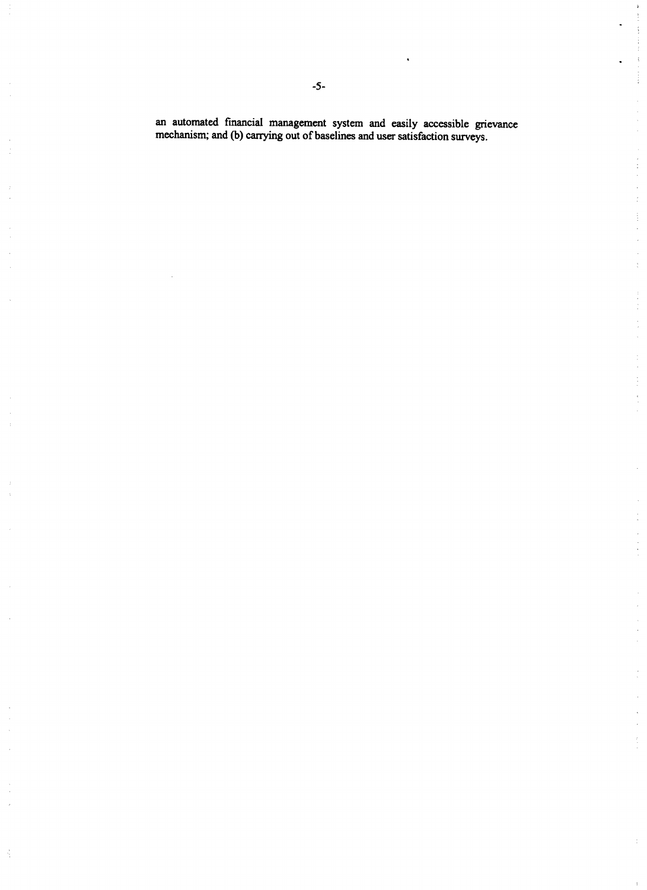an automated financial management system and easily accessible grievance mechanism; and (b) carrying out of baselines and user satisfaction surveys.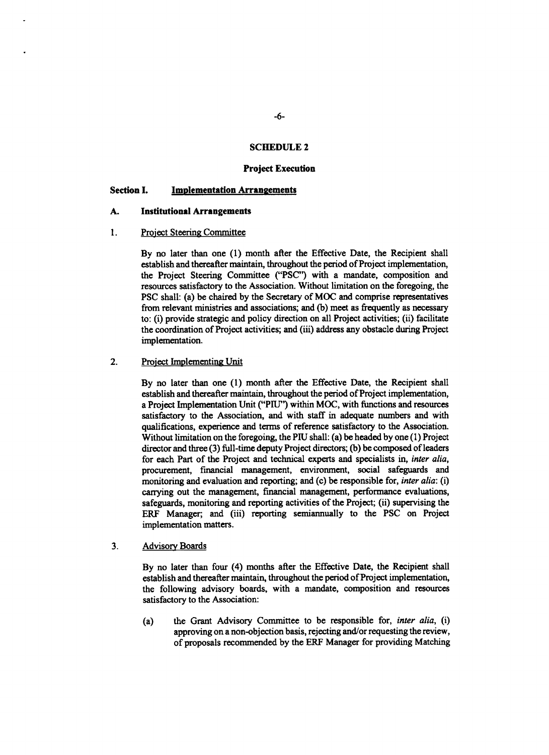## SCHEDULE 2

### Project Execution

**Section I. Implementation Arrangements**

**A. Institutional Arrangements**

1. Project Steering Committee

By no later than one (1) month after the Effective Date, the Recipient shall establish and thereafter maintain, throughout the period of Project implementation, the Project Steering Committee ("PSC") with a mandate, composition and resources satisfactory to the Association. Without limitation on the foregoing, the PSC shall: (a) be chaired by the Secretary of MOC and comprise representatives from relevant ministries and associations; and (b) meet as frequently as necessary to: (i) provide strategic and policy direction on all Project activities; (ii) facilitate the coordination of Project activities; and (iii) address any obstacle during Project implementation.

2. Project Implementing Unit

By no later than one (1) month after the Effective Date, the Recipient shall establish and thereafter maintain, throughout the period of Project implementation, a Project Implementation Unit ("PIU") within MOC, with functions and resources satisfactory to the Association, and with staff in adequate numbers and with qualifications, experience and terms of reference satisfactory to the Association. Without limitation on the foregoing, the PIU shall: (a) be headed by one (1) Project director and three (3) full-time deputy Project directors; (b) be composed of leaders for each Part of the Project and technical experts and specialists in, *inter alia*, procurement, financial management, environment, social safeguards and monitoring and evaluation and reporting; and (c) be responsible for, *inter alia*: (i) carrying out the management, financial management, performance evaluations, safeguards, monitoring and reporting activities of the Project; (ii) supervising the ERF Manager; and (iii) reporting semiannually to the PSC on Project implementation matters.

3. Advisory Boards

By no later than four (4) months after the Effective Date, the Recipient shall establish and thereafter maintain, throughout the period of Project implementation, the following advisory boards, with a mandate, composition and resources satisfactory to the Association:

(a) the Grant Advisory Committee to be responsible for, *inter alia*, (i) approving on a non-objection basis, rejecting and/or requesting the review, of proposals recommended by the ERF Manager for providing Matching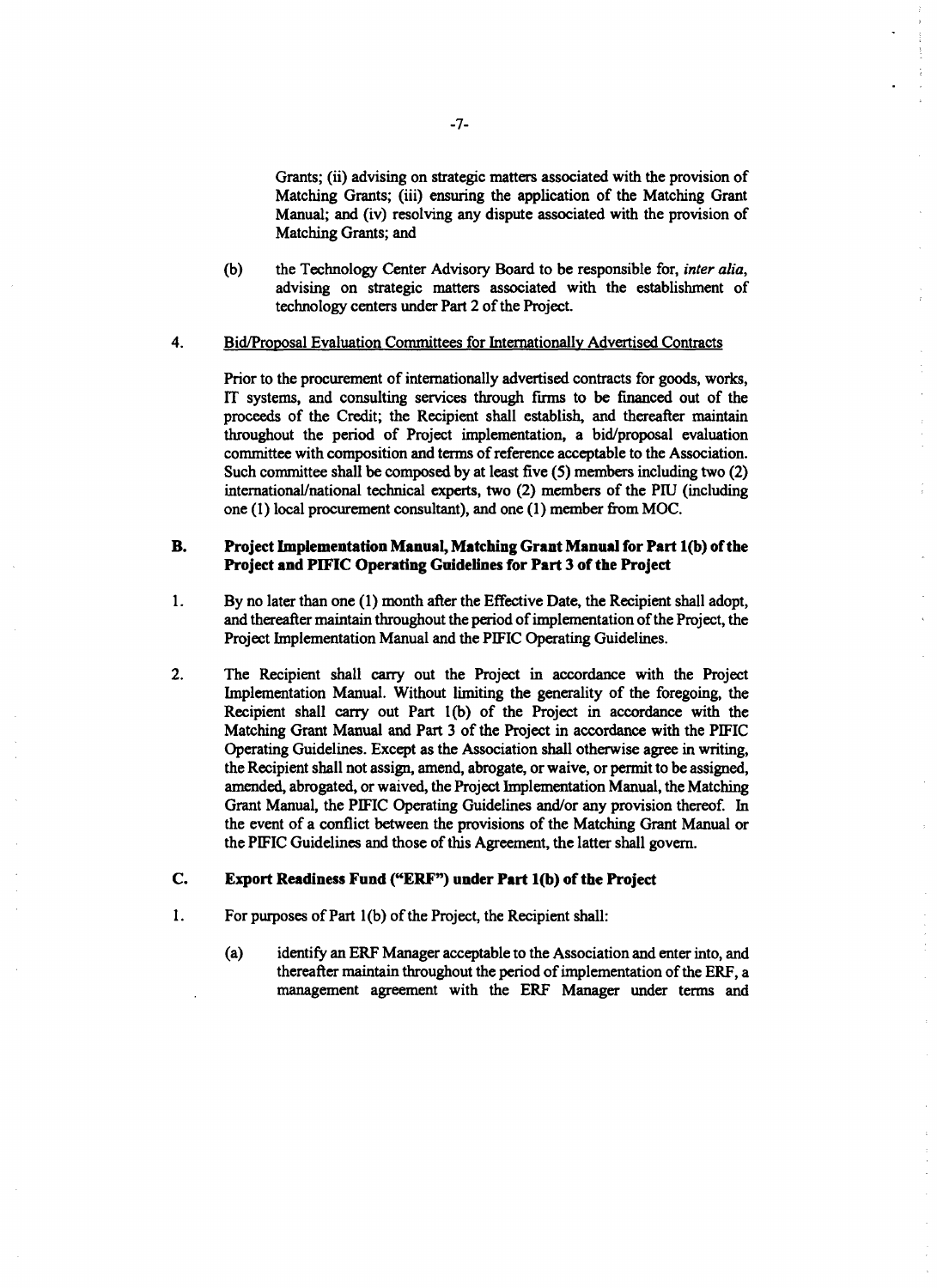Grants; (ii) advising on strategic matters associated with the provision of Matching Grants; (iii) ensuring the application of the Matching Grant Manual; and (iv) resolving any dispute associated with the provision of Matching Grants; and

(b) the Technology Center Advisory Board to be responsible for, *inter alia*, advising on strategic matters associated with the establishment of technology centers under Part 2 of the Project.

4. Bid/Proposal Evaluation Committees for Internationally Advertised Contracts

Prior to the procurement of internationally advertised contracts for goods, works, IT systems, and consulting services through firms to be financed out of the proceeds of the Credit; the Recipient shall establish, and thereafter maintain throughout the period of Project implementation, a bid/proposal evaluation committee with composition and terms of reference acceptable to the Association. Such committee shall be composed by at least five (5) members including two (2) international/national technical experts, two (2) members of the PIU (including one (1) local procurement consultant), and one (1) member from MOC.

### B. Project Implementation Manual, Matching Grant Manual for Part 1(b) of the Project and PIFIC Operating Guidelines for Part 3 of the Project

1. By no later than one (1) month after the Effective Date, the Recipient shall adopt, and thereafter maintain throughout the period of implementation of the Project, the Project Implementation Manual and the PIFIC Operating Guidelines.

2. The Recipient shall carry out the Project in accordance with the Project Implementation Manual. Without limiting the generality of the foregoing, the Recipient shall carry out Part 1(b) of the Project in accordance with the Matching Grant Manual and Part 3 of the Project in accordance with the PIFIC Operating Guidelines. Except as the Association shall otherwise agree in writing, the Recipient shall not assign, amend, abrogate, or waive, or permit to be assigned, amended, abrogated, or waived, the Project Implementation Manual, the Matching Grant Manual, the PIFIC Operating Guidelines and/or any provision thereof. In the event of a conflict between the provisions of the Matching Grant Manual or the PIFIC Guidelines and those of this Agreement, the latter shall govern.

### C. Export Readiness Fund ("ERF") under Part 1(b) of the Project

1. For purposes of Part 1(b) of the Project, the Recipient shall:

   (a) identify an ERF Manager acceptable to the Association and enter into, and thereafter maintain throughout the period of implementation of the ERF, a management agreement with the ERF Manager under terms and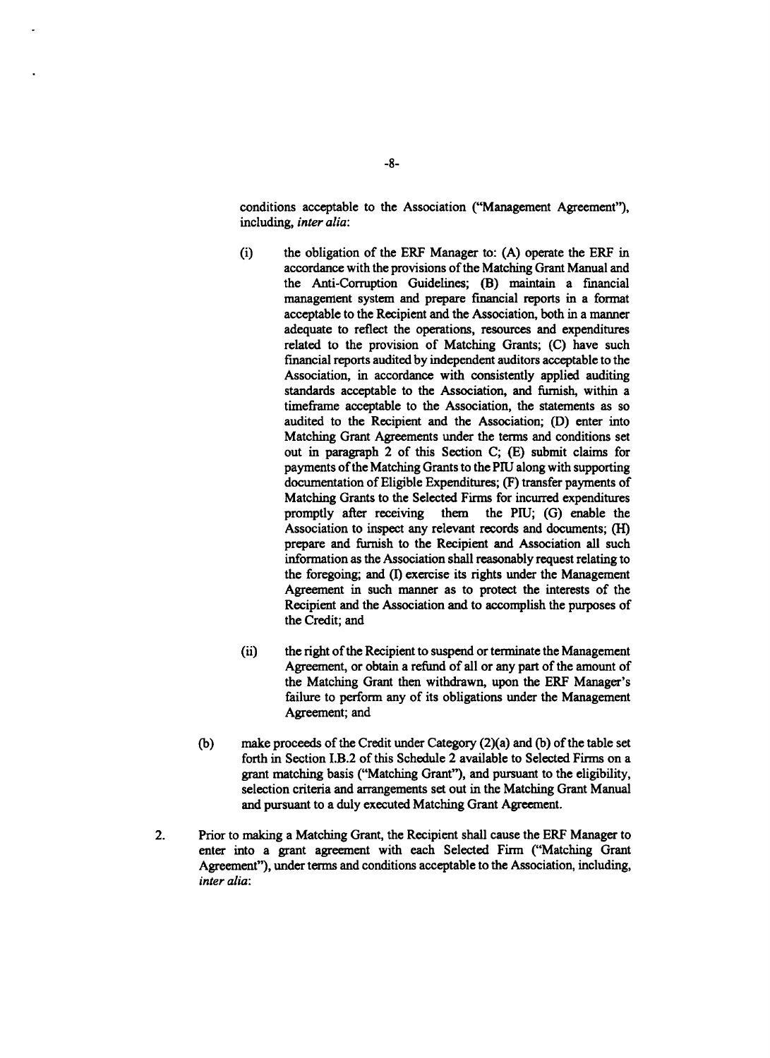conditions acceptable to the Association ("Management Agreement"), including, *inter alia*:

(i) the obligation of the ERF Manager to: (A) operate the ERF in accordance with the provisions of the Matching Grant Manual and the Anti-Corruption Guidelines; (B) maintain a financial management system and prepare financial reports in a format acceptable to the Recipient and the Association, both in a manner adequate to reflect the operations, resources and expenditures related to the provision of Matching Grants; (C) have such financial reports audited by independent auditors acceptable to the Association, in accordance with consistently applied auditing standards acceptable to the Association, and furnish, within a timeframe acceptable to the Association, the statements as so audited to the Recipient and the Association; (D) enter into Matching Grant Agreements under the terms and conditions set out in paragraph 2 of this Section C; (E) submit claims for payments of the Matching Grants to the PIU along with supporting documentation of Eligible Expenditures; (F) transfer payments of Matching Grants to the Selected Firms for incurred expenditures promptly after receiving them the PIU; (G) enable the Association to inspect any relevant records and documents; (H) prepare and furnish to the Recipient and Association all such information as the Association shall reasonably request relating to the foregoing; and (I) exercise its rights under the Management Agreement in such manner as to protect the interests of the Recipient and the Association and to accomplish the purposes of the Credit; and

(ii) the right of the Recipient to suspend or terminate the Management Agreement, or obtain a refund of all or any part of the amount of the Matching Grant then withdrawn, upon the ERF Manager's failure to perform any of its obligations under the Management Agreement; and

(b) make proceeds of the Credit under Category (2)(a) and (b) of the table set forth in Section I.B.2 of this Schedule 2 available to Selected Firms on a grant matching basis ("Matching Grant"), and pursuant to the eligibility, selection criteria and arrangements set out in the Matching Grant Manual and pursuant to a duly executed Matching Grant Agreement.

2. Prior to making a Matching Grant, the Recipient shall cause the ERF Manager to enter into a grant agreement with each Selected Firm ("Matching Grant Agreement"), under terms and conditions acceptable to the Association, including, *inter alia*: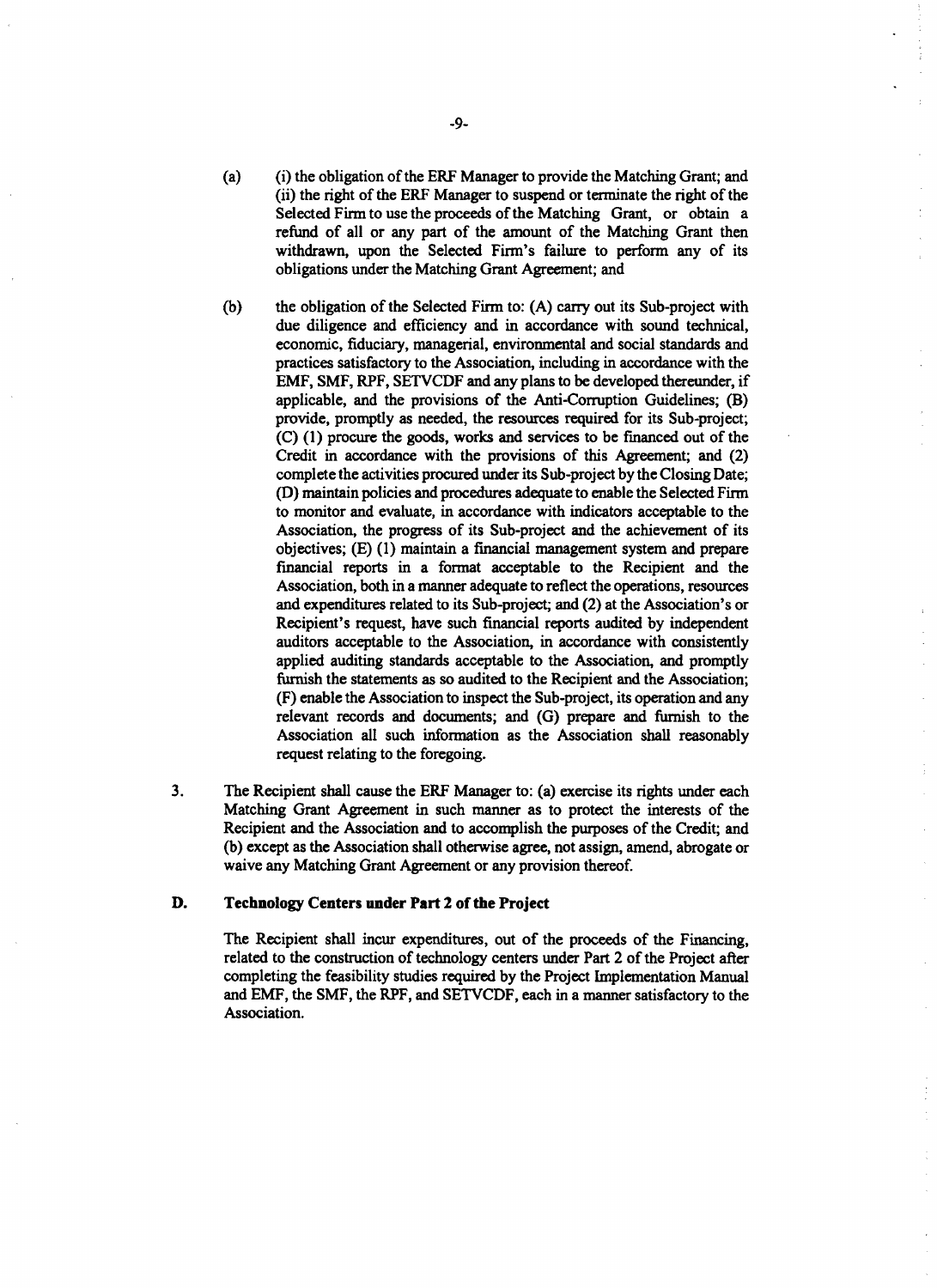(a) (i) the obligation of the ERF Manager to provide the Matching Grant; and (ii) the right of the ERF Manager to suspend or terminate the right of the Selected Firm to use the proceeds of the Matching Grant, or obtain a refund of all or any part of the amount of the Matching Grant then withdrawn, upon the Selected Firm's failure to perform any of its obligations under the Matching Grant Agreement; and

(b) the obligation of the Selected Firm to: (A) carry out its Sub-project with due diligence and efficiency and in accordance with sound technical, economic, fiduciary, managerial, environmental and social standards and practices satisfactory to the Association, including in accordance with the EMF, SMF, RPF, SETVCDF and any plans to be developed thereunder, if applicable, and the provisions of the Anti-Corruption Guidelines; (B) provide, promptly as needed, the resources required for its Sub-project; (C) (1) procure the goods, works and services to be financed out of the Credit in accordance with the provisions of this Agreement; and (2) complete the activities procured under its Sub-project by the Closing Date; (D) maintain policies and procedures adequate to enable the Selected Firm to monitor and evaluate, in accordance with indicators acceptable to the Association, the progress of its Sub-project and the achievement of its objectives; (E) (1) maintain a financial management system and prepare financial reports in a format acceptable to the Recipient and the Association, both in a manner adequate to reflect the operations, resources and expenditures related to its Sub-project; and (2) at the Association's or Recipient's request, have such financial reports audited by independent auditors acceptable to the Association, in accordance with consistently applied auditing standards acceptable to the Association, and promptly furnish the statements as so audited to the Recipient and the Association; (F) enable the Association to inspect the Sub-project, its operation and any relevant records and documents; and (G) prepare and furnish to the Association all such information as the Association shall reasonably request relating to the foregoing.

3. The Recipient shall cause the ERF Manager to: (a) exercise its rights under each Matching Grant Agreement in such manner as to protect the interests of the Recipient and the Association and to accomplish the purposes of the Credit; and (b) except as the Association shall otherwise agree, not assign, amend, abrogate or waive any Matching Grant Agreement or any provision thereof.

### D. Technology Centers under Part 2 of the Project

The Recipient shall incur expenditures, out of the proceeds of the Financing, related to the construction of technology centers under Part 2 of the Project after completing the feasibility studies required by the Project Implementation Manual and EMF, the SMF, the RPF, and SETVCDF, each in a manner satisfactory to the Association.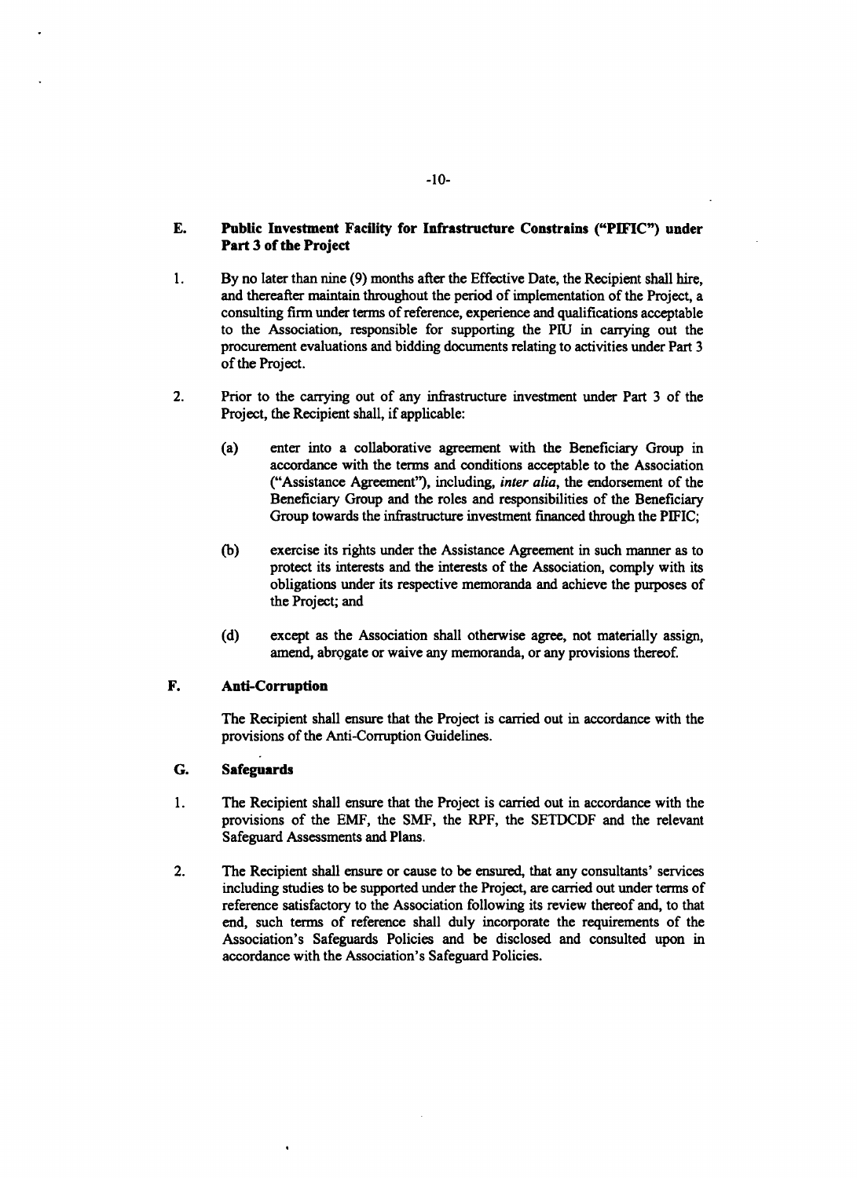**E. Public Investment Facility for Infrastructure Constrains ("PIFIC") under Part 3 of the Project**

1. By no later than nine (9) months after the Effective Date, the Recipient shall hire, and thereafter maintain throughout the period of implementation of the Project, a consulting firm under terms of reference, experience and qualifications acceptable to the Association, responsible for supporting the PIU in carrying out the procurement evaluations and bidding documents relating to activities under Part 3 of the Project.

2. Prior to the carrying out of any infrastructure investment under Part 3 of the Project, the Recipient shall, if applicable:

   (a) enter into a collaborative agreement with the Beneficiary Group in accordance with the terms and conditions acceptable to the Association ("Assistance Agreement"), including, *inter alia*, the endorsement of the Beneficiary Group and the roles and responsibilities of the Beneficiary Group towards the infrastructure investment financed through the PIFIC;

   (b) exercise its rights under the Assistance Agreement in such manner as to protect its interests and the interests of the Association, comply with its obligations under its respective memoranda and achieve the purposes of the Project; and

   (d) except as the Association shall otherwise agree, not materially assign, amend, abrogate or waive any memoranda, or any provisions thereof.

**F. Anti-Corruption**

The Recipient shall ensure that the Project is carried out in accordance with the provisions of the Anti-Corruption Guidelines.

**G. Safeguards**

1. The Recipient shall ensure that the Project is carried out in accordance with the provisions of the EMF, the SMF, the RPF, the SETDCDF and the relevant Safeguard Assessments and Plans.

2. The Recipient shall ensure or cause to be ensured, that any consultants' services including studies to be supported under the Project, are carried out under terms of reference satisfactory to the Association following its review thereof and, to that end, such terms of reference shall duly incorporate the requirements of the Association's Safeguards Policies and be disclosed and consulted upon in accordance with the Association's Safeguard Policies.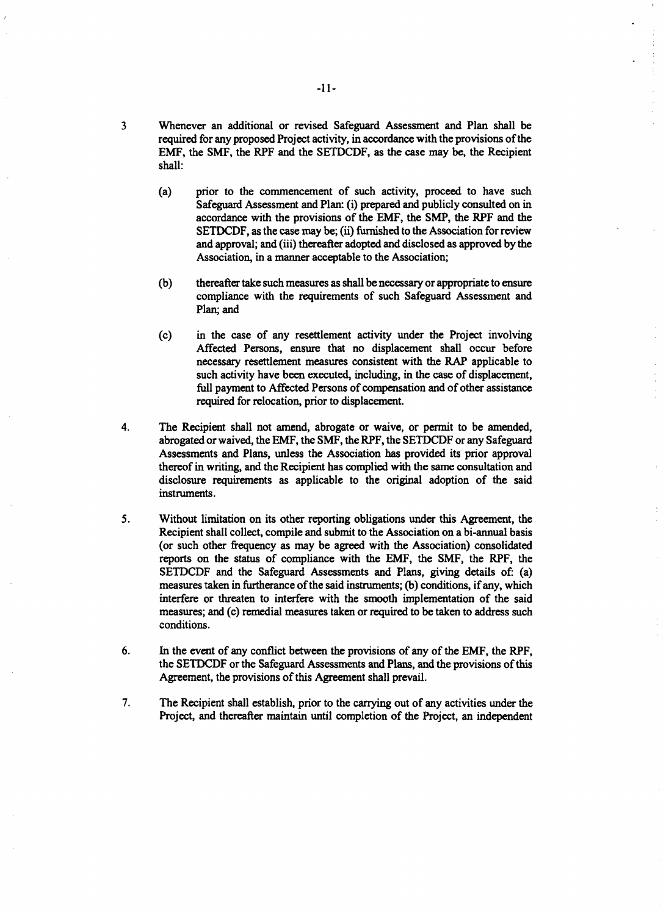3 Whenever an additional or revised Safeguard Assessment and Plan shall be required for any proposed Project activity, in accordance with the provisions of the EMF, the SMF, the RPF and the SETDCDF, as the case may be, the Recipient shall:

(a) prior to the commencement of such activity, proceed to have such Safeguard Assessment and Plan: (i) prepared and publicly consulted on in accordance with the provisions of the EMF, the SMP, the RPF and the SETDCDF, as the case may be; (ii) furnished to the Association for review and approval; and (iii) thereafter adopted and disclosed as approved by the Association, in a manner acceptable to the Association;

(b) thereafter take such measures as shall be necessary or appropriate to ensure compliance with the requirements of such Safeguard Assessment and Plan; and

(c) in the case of any resettlement activity under the Project involving Affected Persons, ensure that no displacement shall occur before necessary resettlement measures consistent with the RAP applicable to such activity have been executed, including, in the case of displacement, full payment to Affected Persons of compensation and of other assistance required for relocation, prior to displacement.

4. The Recipient shall not amend, abrogate or waive, or permit to be amended, abrogated or waived, the EMF, the SMF, the RPF, the SETDCDF or any Safeguard Assessments and Plans, unless the Association has provided its prior approval thereof in writing, and the Recipient has complied with the same consultation and disclosure requirements as applicable to the original adoption of the said instruments.

5. Without limitation on its other reporting obligations under this Agreement, the Recipient shall collect, compile and submit to the Association on a bi-annual basis (or such other frequency as may be agreed with the Association) consolidated reports on the status of compliance with the EMF, the SMF, the RPF, the SETDCDF and the Safeguard Assessments and Plans, giving details of: (a) measures taken in furtherance of the said instruments; (b) conditions, if any, which interfere or threaten to interfere with the smooth implementation of the said measures; and (c) remedial measures taken or required to be taken to address such conditions.

6. In the event of any conflict between the provisions of any of the EMF, the RPF, the SETDCDF or the Safeguard Assessments and Plans, and the provisions of this Agreement, the provisions of this Agreement shall prevail.

7. The Recipient shall establish, prior to the carrying out of any activities under the Project, and thereafter maintain until completion of the Project, an independent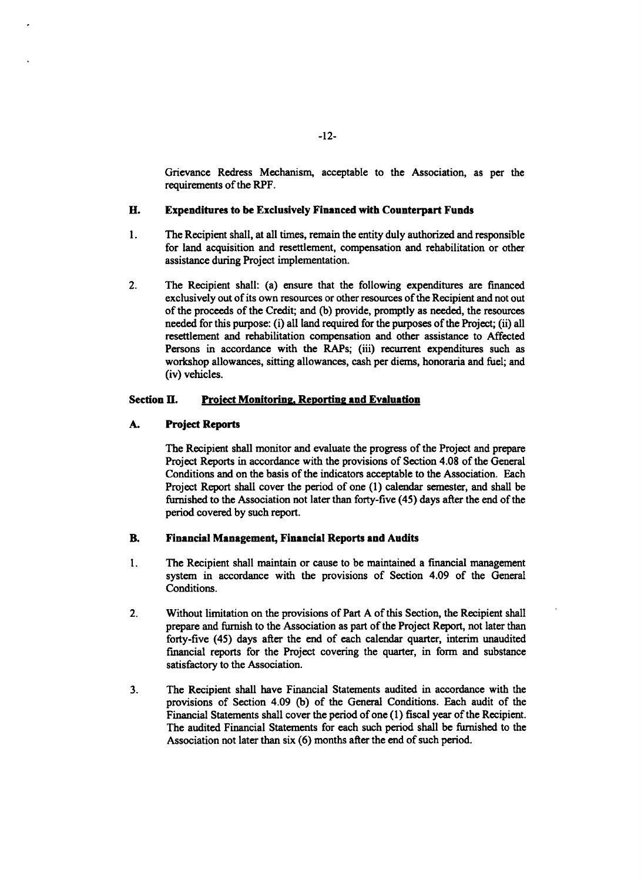Grievance Redress Mechanism, acceptable to the Association, as per the requirements of the RPF.

### H. Expenditures to be Exclusively Financed with Counterpart Funds

1. The Recipient shall, at all times, remain the entity duly authorized and responsible for land acquisition and resettlement, compensation and rehabilitation or other assistance during Project implementation.

2. The Recipient shall: (a) ensure that the following expenditures are financed exclusively out of its own resources or other resources of the Recipient and not out of the proceeds of the Credit; and (b) provide, promptly as needed, the resources needed for this purpose: (i) all land required for the purposes of the Project; (ii) all resettlement and rehabilitation compensation and other assistance to Affected Persons in accordance with the RAPs; (iii) recurrent expenditures such as workshop allowances, sitting allowances, cash per diems, honoraria and fuel; and (iv) vehicles.

## Section II. Project Monitoring, Reporting and Evaluation

### A. Project Reports

The Recipient shall monitor and evaluate the progress of the Project and prepare Project Reports in accordance with the provisions of Section 4.08 of the General Conditions and on the basis of the indicators acceptable to the Association. Each Project Report shall cover the period of one (1) calendar semester, and shall be furnished to the Association not later than forty-five (45) days after the end of the period covered by such report.

### B. Financial Management, Financial Reports and Audits

1. The Recipient shall maintain or cause to be maintained a financial management system in accordance with the provisions of Section 4.09 of the General Conditions.

2. Without limitation on the provisions of Part A of this Section, the Recipient shall prepare and furnish to the Association as part of the Project Report, not later than forty-five (45) days after the end of each calendar quarter, interim unaudited financial reports for the Project covering the quarter, in form and substance satisfactory to the Association.

3. The Recipient shall have Financial Statements audited in accordance with the provisions of Section 4.09 (b) of the General Conditions. Each audit of the Financial Statements shall cover the period of one (1) fiscal year of the Recipient. The audited Financial Statements for each such period shall be furnished to the Association not later than six (6) months after the end of such period.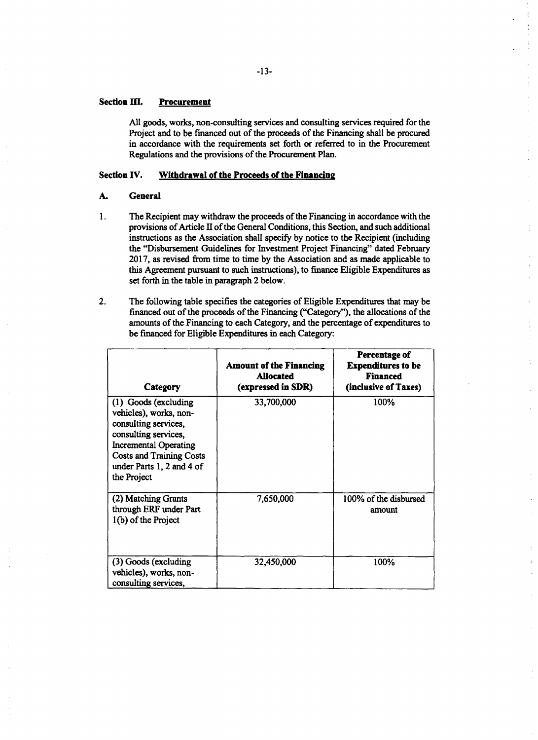### Section III. Procurement

All goods, works, non-consulting services and consulting services required for the Project and to be financed out of the proceeds of the Financing shall be procured in accordance with the requirements set forth or referred to in the Procurement Regulations and the provisions of the Procurement Plan.

### Section IV. Withdrawal of the Proceeds of the Financing

#### A. General

1. The Recipient may withdraw the proceeds of the Financing in accordance with the provisions of Article II of the General Conditions, this Section, and such additional instructions as the Association shall specify by notice to the Recipient (including the "Disbursement Guidelines for Investment Project Financing" dated February 2017, as revised from time to time by the Association and as made applicable to this Agreement pursuant to such instructions), to finance Eligible Expenditures as set forth in the table in paragraph 2 below.

2. The following table specifies the categories of Eligible Expenditures that may be financed out of the proceeds of the Financing ("Category"), the allocations of the amounts of the Financing to each Category, and the percentage of expenditures to be financed for Eligible Expenditures in each Category:

| Category | Amount of the Financing Allocated (expressed in SDR) | Percentage of Expenditures to be Financed (inclusive of Taxes) |
|---|---|---|
| (1) Goods (excluding vehicles), works, non-consulting services, consulting services, Incremental Operating Costs and Training Costs under Parts 1, 2 and 4 of the Project | 33,700,000 | 100% |
| (2) Matching Grants through ERF under Part 1(b) of the Project | 7,650,000 | 100% of the disbursed amount |
| (3) Goods (excluding vehicles), works, non-consulting services, | 32,450,000 | 100% |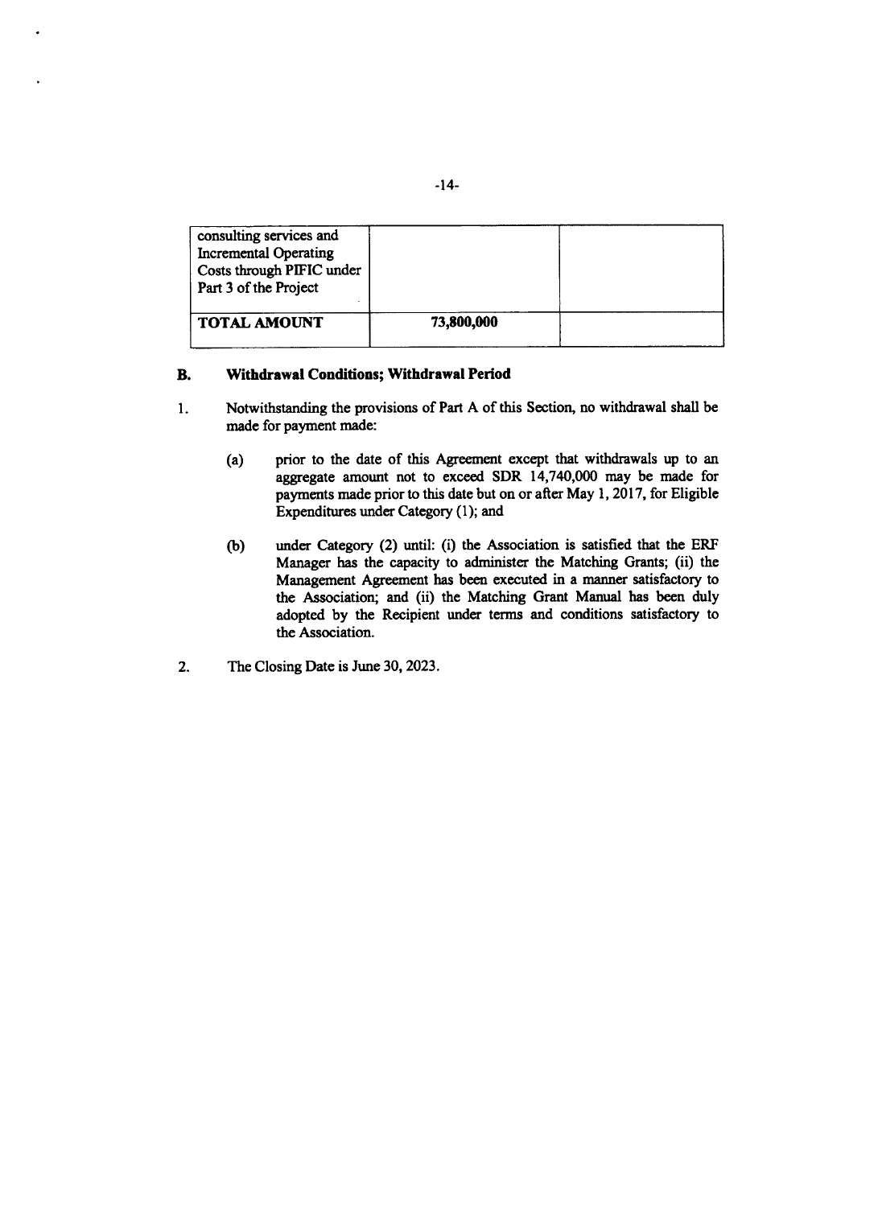| | | |
|---|---|---|
| consulting services and Incremental Operating Costs through PIFIC under Part 3 of the Project | | |
| **TOTAL AMOUNT** | **73,800,000** | |

### B. Withdrawal Conditions; Withdrawal Period

1. Notwithstanding the provisions of Part A of this Section, no withdrawal shall be made for payment made:

   (a) prior to the date of this Agreement except that withdrawals up to an aggregate amount not to exceed SDR 14,740,000 may be made for payments made prior to this date but on or after May 1, 2017, for Eligible Expenditures under Category (1); and

   (b) under Category (2) until: (i) the Association is satisfied that the ERF Manager has the capacity to administer the Matching Grants; (ii) the Management Agreement has been executed in a manner satisfactory to the Association; and (ii) the Matching Grant Manual has been duly adopted by the Recipient under terms and conditions satisfactory to the Association.

2. The Closing Date is June 30, 2023.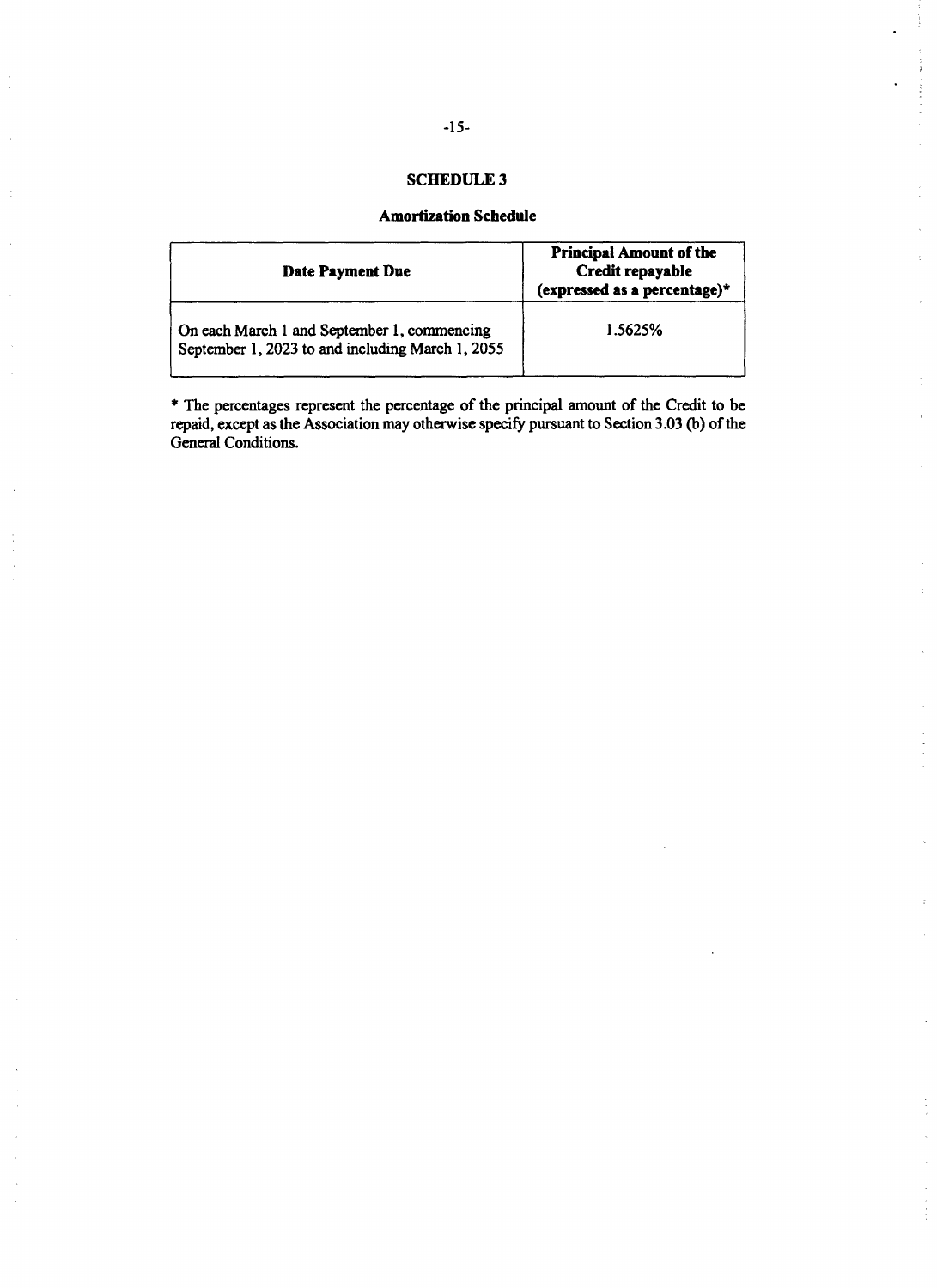## SCHEDULE 3

### Amortization Schedule

| Date Payment Due | Principal Amount of the Credit repayable (expressed as a percentage)* |
| --- | --- |
| On each March 1 and September 1, commencing September 1, 2023 to and including March 1, 2055 | 1.5625% |

* The percentages represent the percentage of the principal amount of the Credit to be repaid, except as the Association may otherwise specify pursuant to Section 3.03 (b) of the General Conditions.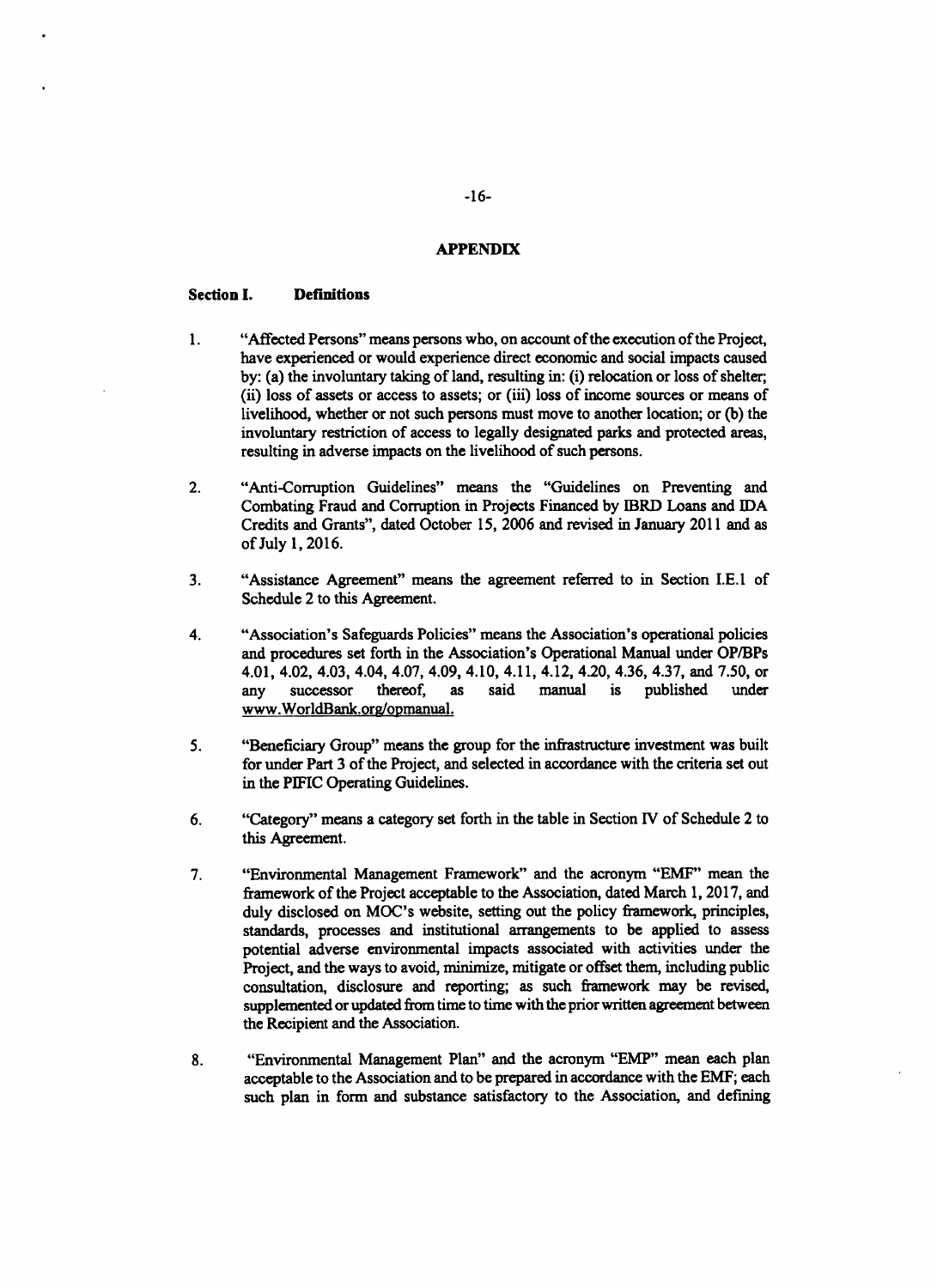## APPENDIX

### Section I. Definitions

1. "Affected Persons" means persons who, on account of the execution of the Project, have experienced or would experience direct economic and social impacts caused by: (a) the involuntary taking of land, resulting in: (i) relocation or loss of shelter; (ii) loss of assets or access to assets; or (iii) loss of income sources or means of livelihood, whether or not such persons must move to another location; or (b) the involuntary restriction of access to legally designated parks and protected areas, resulting in adverse impacts on the livelihood of such persons.

2. "Anti-Corruption Guidelines" means the "Guidelines on Preventing and Combating Fraud and Corruption in Projects Financed by IBRD Loans and IDA Credits and Grants", dated October 15, 2006 and revised in January 2011 and as of July 1, 2016.

3. "Assistance Agreement" means the agreement referred to in Section I.E.1 of Schedule 2 to this Agreement.

4. "Association's Safeguards Policies" means the Association's operational policies and procedures set forth in the Association's Operational Manual under OP/BPs 4.01, 4.02, 4.03, 4.04, 4.07, 4.09, 4.10, 4.11, 4.12, 4.20, 4.36, 4.37, and 7.50, or any successor thereof, as said manual is published under www.WorldBank.org/opmanual.

5. "Beneficiary Group" means the group for the infrastructure investment was built for under Part 3 of the Project, and selected in accordance with the criteria set out in the PIFIC Operating Guidelines.

6. "Category" means a category set forth in the table in Section IV of Schedule 2 to this Agreement.

7. "Environmental Management Framework" and the acronym "EMF" mean the framework of the Project acceptable to the Association, dated March 1, 2017, and duly disclosed on MOC's website, setting out the policy framework, principles, standards, processes and institutional arrangements to be applied to assess potential adverse environmental impacts associated with activities under the Project, and the ways to avoid, minimize, mitigate or offset them, including public consultation, disclosure and reporting; as such framework may be revised, supplemented or updated from time to time with the prior written agreement between the Recipient and the Association.

8. "Environmental Management Plan" and the acronym "EMP" mean each plan acceptable to the Association and to be prepared in accordance with the EMF; each such plan in form and substance satisfactory to the Association, and defining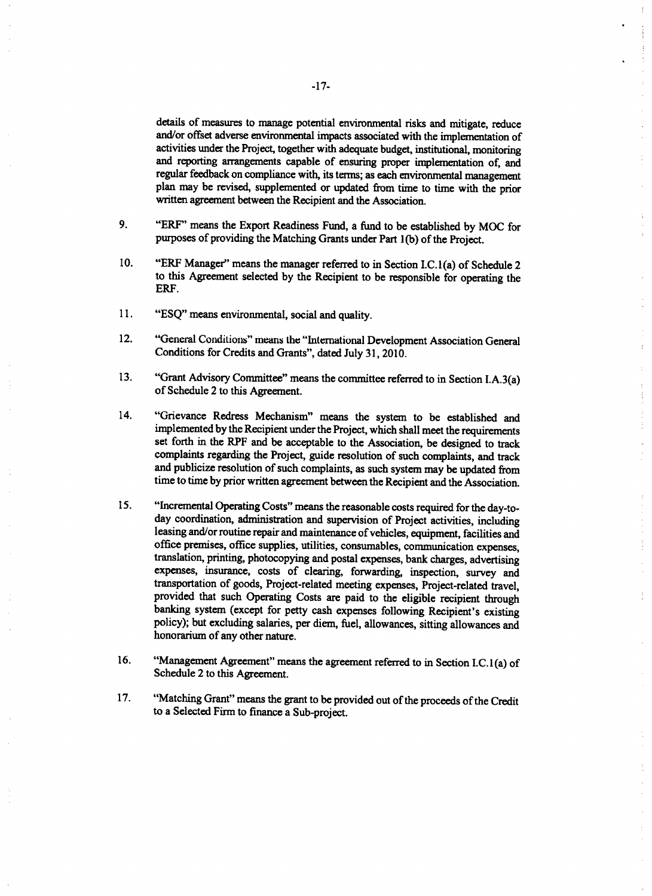details of measures to manage potential environmental risks and mitigate, reduce and/or offset adverse environmental impacts associated with the implementation of activities under the Project, together with adequate budget, institutional, monitoring and reporting arrangements capable of ensuring proper implementation of, and regular feedback on compliance with, its terms; as each environmental management plan may be revised, supplemented or updated from time to time with the prior written agreement between the Recipient and the Association.

9. "ERF" means the Export Readiness Fund, a fund to be established by MOC for purposes of providing the Matching Grants under Part 1(b) of the Project.

10. "ERF Manager" means the manager referred to in Section I.C.1(a) of Schedule 2 to this Agreement selected by the Recipient to be responsible for operating the ERF.

11. "ESQ" means environmental, social and quality.

12. "General Conditions" means the "International Development Association General Conditions for Credits and Grants", dated July 31, 2010.

13. "Grant Advisory Committee" means the committee referred to in Section I.A.3(a) of Schedule 2 to this Agreement.

14. "Grievance Redress Mechanism" means the system to be established and implemented by the Recipient under the Project, which shall meet the requirements set forth in the RPF and be acceptable to the Association, be designed to track complaints regarding the Project, guide resolution of such complaints, and track and publicize resolution of such complaints, as such system may be updated from time to time by prior written agreement between the Recipient and the Association.

15. "Incremental Operating Costs" means the reasonable costs required for the day-to-day coordination, administration and supervision of Project activities, including leasing and/or routine repair and maintenance of vehicles, equipment, facilities and office premises, office supplies, utilities, consumables, communication expenses, translation, printing, photocopying and postal expenses, bank charges, advertising expenses, insurance, costs of clearing, forwarding, inspection, survey and transportation of goods, Project-related meeting expenses, Project-related travel, provided that such Operating Costs are paid to the eligible recipient through banking system (except for petty cash expenses following Recipient's existing policy); but excluding salaries, per diem, fuel, allowances, sitting allowances and honorarium of any other nature.

16. "Management Agreement" means the agreement referred to in Section I.C.1(a) of Schedule 2 to this Agreement.

17. "Matching Grant" means the grant to be provided out of the proceeds of the Credit to a Selected Firm to finance a Sub-project.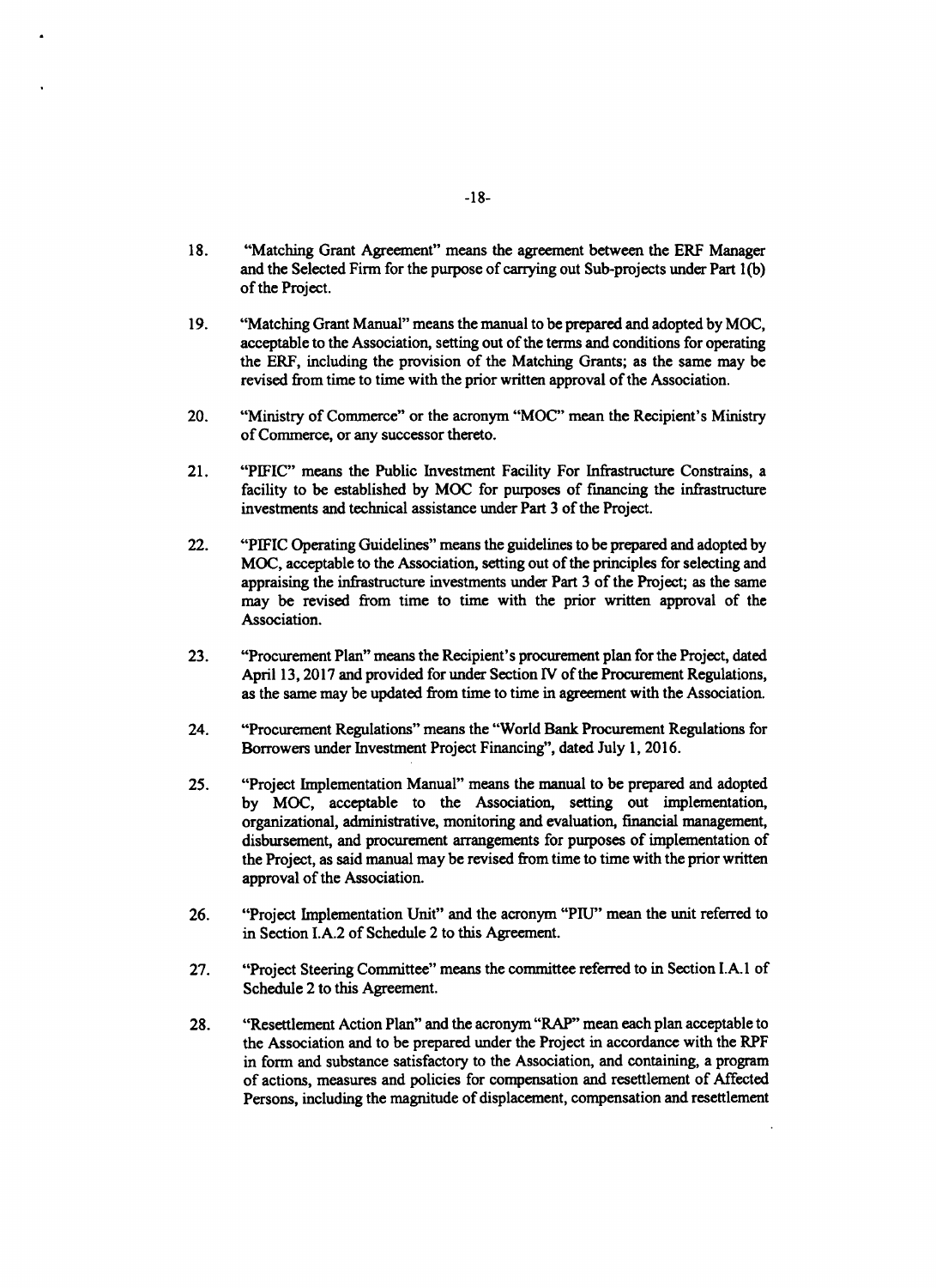18. "Matching Grant Agreement" means the agreement between the ERF Manager and the Selected Firm for the purpose of carrying out Sub-projects under Part 1(b) of the Project.

19. "Matching Grant Manual" means the manual to be prepared and adopted by MOC, acceptable to the Association, setting out of the terms and conditions for operating the ERF, including the provision of the Matching Grants; as the same may be revised from time to time with the prior written approval of the Association.

20. "Ministry of Commerce" or the acronym "MOC" mean the Recipient's Ministry of Commerce, or any successor thereto.

21. "PIFIC" means the Public Investment Facility For Infrastructure Constrains, a facility to be established by MOC for purposes of financing the infrastructure investments and technical assistance under Part 3 of the Project.

22. "PIFIC Operating Guidelines" means the guidelines to be prepared and adopted by MOC, acceptable to the Association, setting out of the principles for selecting and appraising the infrastructure investments under Part 3 of the Project; as the same may be revised from time to time with the prior written approval of the Association.

23. "Procurement Plan" means the Recipient's procurement plan for the Project, dated April 13, 2017 and provided for under Section IV of the Procurement Regulations, as the same may be updated from time to time in agreement with the Association.

24. "Procurement Regulations" means the "World Bank Procurement Regulations for Borrowers under Investment Project Financing", dated July 1, 2016.

25. "Project Implementation Manual" means the manual to be prepared and adopted by MOC, acceptable to the Association, setting out implementation, organizational, administrative, monitoring and evaluation, financial management, disbursement, and procurement arrangements for purposes of implementation of the Project, as said manual may be revised from time to time with the prior written approval of the Association.

26. "Project Implementation Unit" and the acronym "PIU" mean the unit referred to in Section I.A.2 of Schedule 2 to this Agreement.

27. "Project Steering Committee" means the committee referred to in Section I.A.1 of Schedule 2 to this Agreement.

28. "Resettlement Action Plan" and the acronym "RAP" mean each plan acceptable to the Association and to be prepared under the Project in accordance with the RPF in form and substance satisfactory to the Association, and containing, a program of actions, measures and policies for compensation and resettlement of Affected Persons, including the magnitude of displacement, compensation and resettlement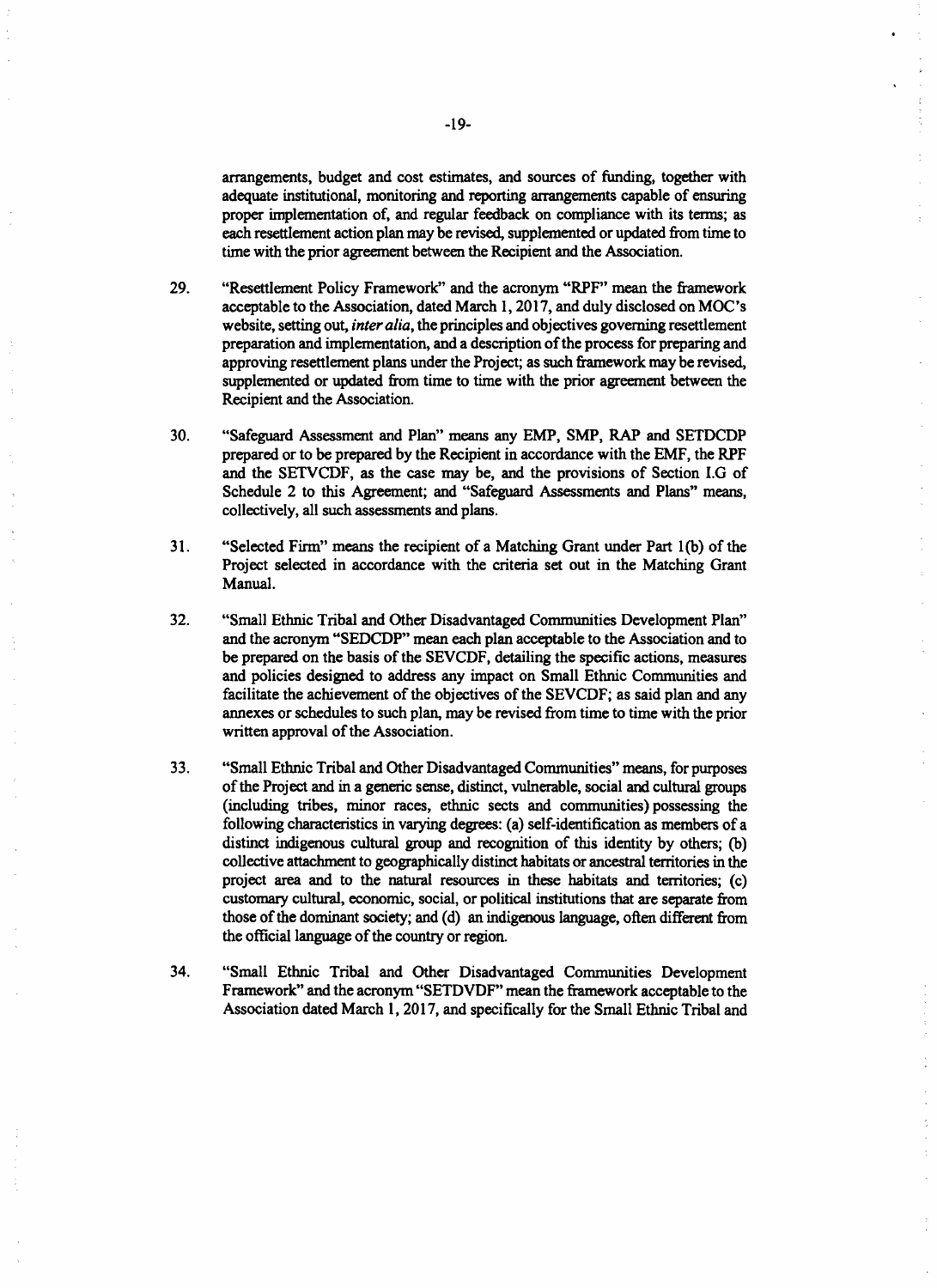arrangements, budget and cost estimates, and sources of funding, together with adequate institutional, monitoring and reporting arrangements capable of ensuring proper implementation of, and regular feedback on compliance with its terms; as each resettlement action plan may be revised, supplemented or updated from time to time with the prior agreement between the Recipient and the Association.

29. "Resettlement Policy Framework" and the acronym "RPF" mean the framework acceptable to the Association, dated March 1, 2017, and duly disclosed on MOC's website, setting out, *inter alia*, the principles and objectives governing resettlement preparation and implementation, and a description of the process for preparing and approving resettlement plans under the Project; as such framework may be revised, supplemented or updated from time to time with the prior agreement between the Recipient and the Association.

30. "Safeguard Assessment and Plan" means any EMP, SMP, RAP and SETDCDP prepared or to be prepared by the Recipient in accordance with the EMF, the RPF and the SETVCDF, as the case may be, and the provisions of Section I.G of Schedule 2 to this Agreement; and "Safeguard Assessments and Plans" means, collectively, all such assessments and plans.

31. "Selected Firm" means the recipient of a Matching Grant under Part 1(b) of the Project selected in accordance with the criteria set out in the Matching Grant Manual.

32. "Small Ethnic Tribal and Other Disadvantaged Communities Development Plan" and the acronym "SEDCDP" mean each plan acceptable to the Association and to be prepared on the basis of the SEVCDF, detailing the specific actions, measures and policies designed to address any impact on Small Ethnic Communities and facilitate the achievement of the objectives of the SEVCDF; as said plan and any annexes or schedules to such plan, may be revised from time to time with the prior written approval of the Association.

33. "Small Ethnic Tribal and Other Disadvantaged Communities" means, for purposes of the Project and in a generic sense, distinct, vulnerable, social and cultural groups (including tribes, minor races, ethnic sects and communities) possessing the following characteristics in varying degrees: (a) self-identification as members of a distinct indigenous cultural group and recognition of this identity by others; (b) collective attachment to geographically distinct habitats or ancestral territories in the project area and to the natural resources in these habitats and territories; (c) customary cultural, economic, social, or political institutions that are separate from those of the dominant society; and (d) an indigenous language, often different from the official language of the country or region.

34. "Small Ethnic Tribal and Other Disadvantaged Communities Development Framework" and the acronym "SETDVDF" mean the framework acceptable to the Association dated March 1, 2017, and specifically for the Small Ethnic Tribal and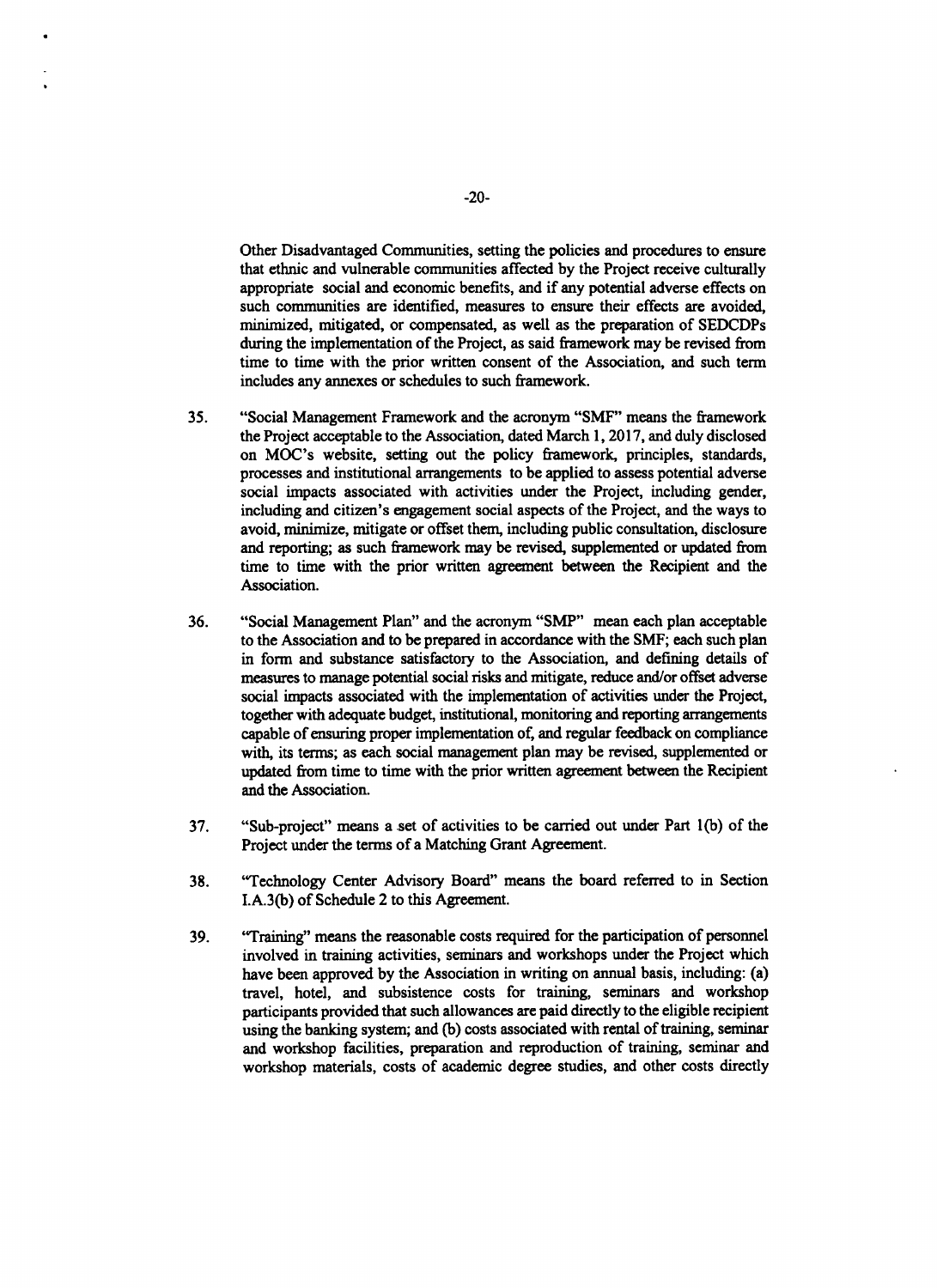Other Disadvantaged Communities, setting the policies and procedures to ensure that ethnic and vulnerable communities affected by the Project receive culturally appropriate social and economic benefits, and if any potential adverse effects on such communities are identified, measures to ensure their effects are avoided, minimized, mitigated, or compensated, as well as the preparation of SEDCDPs during the implementation of the Project, as said framework may be revised from time to time with the prior written consent of the Association, and such term includes any annexes or schedules to such framework.

35. "Social Management Framework and the acronym "SMF" means the framework the Project acceptable to the Association, dated March 1, 2017, and duly disclosed on MOC's website, setting out the policy framework, principles, standards, processes and institutional arrangements to be applied to assess potential adverse social impacts associated with activities under the Project, including gender, including and citizen's engagement social aspects of the Project, and the ways to avoid, minimize, mitigate or offset them, including public consultation, disclosure and reporting; as such framework may be revised, supplemented or updated from time to time with the prior written agreement between the Recipient and the Association.

36. "Social Management Plan" and the acronym "SMP" mean each plan acceptable to the Association and to be prepared in accordance with the SMF; each such plan in form and substance satisfactory to the Association, and defining details of measures to manage potential social risks and mitigate, reduce and/or offset adverse social impacts associated with the implementation of activities under the Project, together with adequate budget, institutional, monitoring and reporting arrangements capable of ensuring proper implementation of, and regular feedback on compliance with, its terms; as each social management plan may be revised, supplemented or updated from time to time with the prior written agreement between the Recipient and the Association.

37. "Sub-project" means a set of activities to be carried out under Part 1(b) of the Project under the terms of a Matching Grant Agreement.

38. "Technology Center Advisory Board" means the board referred to in Section I.A.3(b) of Schedule 2 to this Agreement.

39. "Training" means the reasonable costs required for the participation of personnel involved in training activities, seminars and workshops under the Project which have been approved by the Association in writing on annual basis, including: (a) travel, hotel, and subsistence costs for training, seminars and workshop participants provided that such allowances are paid directly to the eligible recipient using the banking system; and (b) costs associated with rental of training, seminar and workshop facilities, preparation and reproduction of training, seminar and workshop materials, costs of academic degree studies, and other costs directly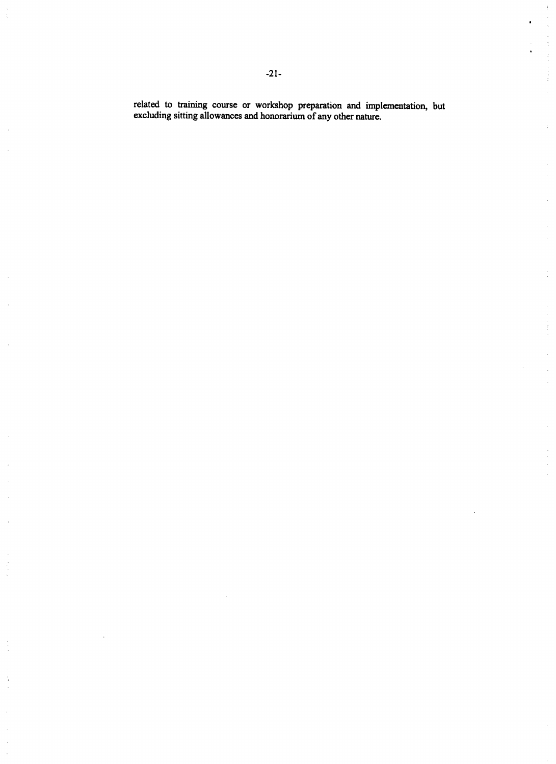related to training course or workshop preparation and implementation, but excluding sitting allowances and honorarium of any other nature.